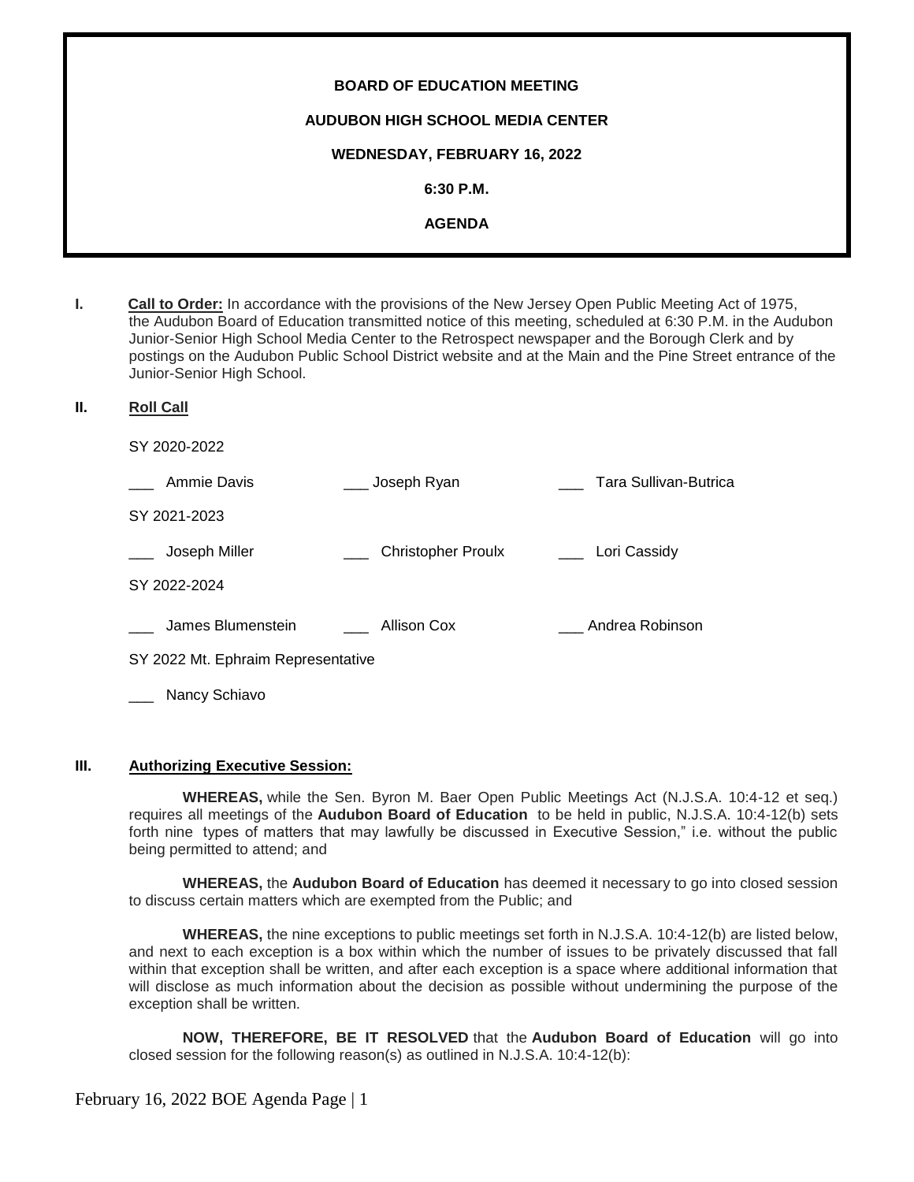**BOARD OF EDUCATION MEETING**

**AUDUBON HIGH SCHOOL MEDIA CENTER**

**WEDNESDAY, FEBRUARY 16, 2022**

**6:30 P.M.**

**AGENDA**

**I. Call to Order:** In accordance with the provisions of the New Jersey Open Public Meeting Act of 1975, the Audubon Board of Education transmitted notice of this meeting, scheduled at 6:30 P.M. in the Audubon Junior-Senior High School Media Center to the Retrospect newspaper and the Borough Clerk and by postings on the Audubon Public School District website and at the Main and the Pine Street entrance of the Junior-Senior High School.

**II. Roll Call**

SY 2020-2022

___ Ammie Davis ___ Joseph Ryan ___ Tara Sullivan-Butrica

SY 2021-2023

___ Joseph Miller ___ Christopher Proulx ___ Lori Cassidy

SY 2022-2024

___ James Blumenstein ___ Allison Cox ___ Andrea Robinson

SY 2022 Mt. Ephraim Representative

___ Nancy Schiavo

**III. Authorizing Executive Session:**

**WHEREAS,** while the Sen. Byron M. Baer Open Public Meetings Act (N.J.S.A. 10:4-12 et seq.) requires all meetings of the **Audubon Board of Education** to be held in public, N.J.S.A. 10:4-12(b) sets forth nine types of matters that may lawfully be discussed in Executive Session," i.e. without the public being permitted to attend; and

**WHEREAS,** the **Audubon Board of Education** has deemed it necessary to go into closed session to discuss certain matters which are exempted from the Public; and

**WHEREAS,** the nine exceptions to public meetings set forth in N.J.S.A. 10:4-12(b) are listed below, and next to each exception is a box within which the number of issues to be privately discussed that fall within that exception shall be written, and after each exception is a space where additional information that will disclose as much information about the decision as possible without undermining the purpose of the exception shall be written.

**NOW, THEREFORE, BE IT RESOLVED** that the **Audubon Board of Education** will go into closed session for the following reason(s) as outlined in N.J.S.A. 10:4-12(b):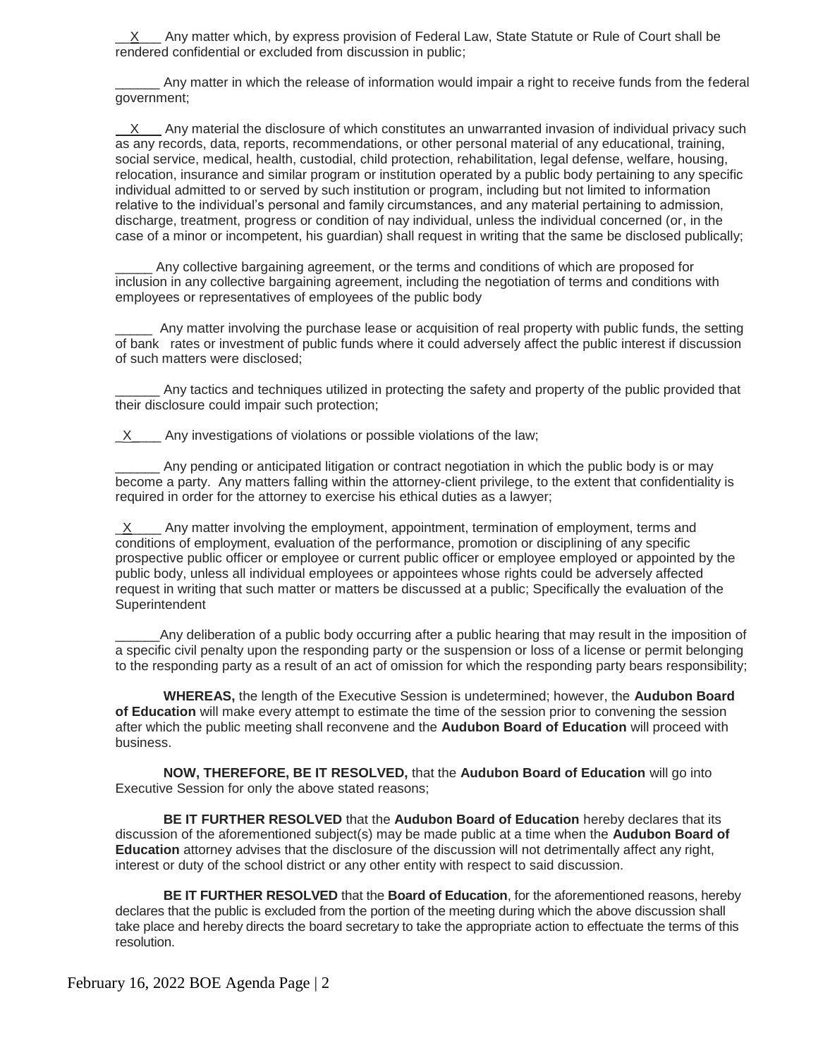\_\_X\_\_\_ Any matter which, by express provision of Federal Law, State Statute or Rule of Court shall be rendered confidential or excluded from discussion in public;

\_\_\_\_\_\_ Any matter in which the release of information would impair a right to receive funds from the federal government;

\_\_X\_\_\_ Any material the disclosure of which constitutes an unwarranted invasion of individual privacy such as any records, data, reports, recommendations, or other personal material of any educational, training, social service, medical, health, custodial, child protection, rehabilitation, legal defense, welfare, housing, relocation, insurance and similar program or institution operated by a public body pertaining to any specific individual admitted to or served by such institution or program, including but not limited to information relative to the individual's personal and family circumstances, and any material pertaining to admission, discharge, treatment, progress or condition of nay individual, unless the individual concerned (or, in the case of a minor or incompetent, his guardian) shall request in writing that the same be disclosed publically;

\_\_\_\_\_ Any collective bargaining agreement, or the terms and conditions of which are proposed for inclusion in any collective bargaining agreement, including the negotiation of terms and conditions with employees or representatives of employees of the public body

\_\_\_\_\_ Any matter involving the purchase lease or acquisition of real property with public funds, the setting of bank rates or investment of public funds where it could adversely affect the public interest if discussion of such matters were disclosed;

\_\_\_\_\_\_ Any tactics and techniques utilized in protecting the safety and property of the public provided that their disclosure could impair such protection;

\_X\_\_\_\_ Any investigations of violations or possible violations of the law;

\_\_\_\_\_\_ Any pending or anticipated litigation or contract negotiation in which the public body is or may become a party. Any matters falling within the attorney-client privilege, to the extent that confidentiality is required in order for the attorney to exercise his ethical duties as a lawyer;

\_X\_\_\_\_ Any matter involving the employment, appointment, termination of employment, terms and conditions of employment, evaluation of the performance, promotion or disciplining of any specific prospective public officer or employee or current public officer or employee employed or appointed by the public body, unless all individual employees or appointees whose rights could be adversely affected request in writing that such matter or matters be discussed at a public; Specifically the evaluation of the Superintendent

\_\_\_\_\_\_Any deliberation of a public body occurring after a public hearing that may result in the imposition of a specific civil penalty upon the responding party or the suspension or loss of a license or permit belonging to the responding party as a result of an act of omission for which the responding party bears responsibility;

**WHEREAS,** the length of the Executive Session is undetermined; however, the **Audubon Board of Education** will make every attempt to estimate the time of the session prior to convening the session after which the public meeting shall reconvene and the **Audubon Board of Education** will proceed with business.

**NOW, THEREFORE, BE IT RESOLVED,** that the **Audubon Board of Education** will go into Executive Session for only the above stated reasons;

**BE IT FURTHER RESOLVED** that the **Audubon Board of Education** hereby declares that its discussion of the aforementioned subject(s) may be made public at a time when the **Audubon Board of Education** attorney advises that the disclosure of the discussion will not detrimentally affect any right, interest or duty of the school district or any other entity with respect to said discussion.

**BE IT FURTHER RESOLVED** that the **Board of Education**, for the aforementioned reasons, hereby declares that the public is excluded from the portion of the meeting during which the above discussion shall take place and hereby directs the board secretary to take the appropriate action to effectuate the terms of this resolution.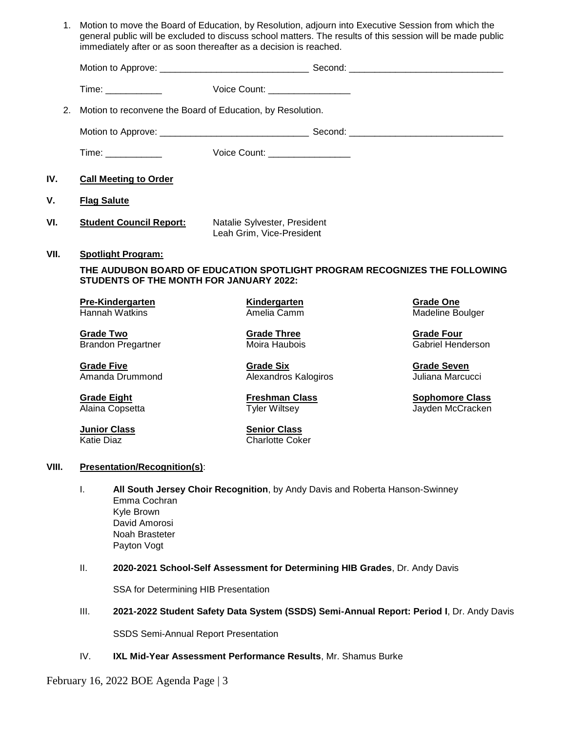1. Motion to move the Board of Education, by Resolution, adjourn into Executive Session from which the general public will be excluded to discuss school matters. The results of this session will be made public immediately after or as soon thereafter as a decision is reached.

   Motion to Approve: ____________________________ Second: ____________________________

   Time: ___________ Voice Count: ________________

2. Motion to reconvene the Board of Education, by Resolution.

   Motion to Approve: ____________________________ Second: ____________________________

   Time: ___________ Voice Count: ________________

## IV. Call Meeting to Order

## V. Flag Salute

## VI. Student Council Report:

Natalie Sylvester, President
Leah Grim, Vice-President

## VII. Spotlight Program:

**THE AUDUBON BOARD OF EDUCATION SPOTLIGHT PROGRAM RECOGNIZES THE FOLLOWING STUDENTS OF THE MONTH FOR JANUARY 2022:**

**Pre-Kindergarten**
Hannah Watkins

**Kindergarten**
Amelia Camm

**Grade One**
Madeline Boulger

**Grade Two**
Brandon Pregartner

**Grade Three**
Moira Haubois

**Grade Four**
Gabriel Henderson

**Grade Five**
Amanda Drummond

**Grade Six**
Alexandros Kalogiros

**Grade Seven**
Juliana Marcucci

**Grade Eight**
Alaina Copsetta

**Freshman Class**
Tyler Wiltsey

**Sophomore Class**
Jayden McCracken

**Junior Class**
Katie Diaz

**Senior Class**
Charlotte Coker

## VIII. Presentation/Recognition(s):

I. **All South Jersey Choir Recognition**, by Andy Davis and Roberta Hanson-Swinney
   Emma Cochran
   Kyle Brown
   David Amorosi
   Noah Brasteter
   Payton Vogt

II. **2020-2021 School-Self Assessment for Determining HIB Grades**, Dr. Andy Davis

   SSA for Determining HIB Presentation

III. **2021-2022 Student Safety Data System (SSDS) Semi-Annual Report: Period I**, Dr. Andy Davis

   SSDS Semi-Annual Report Presentation

IV. **IXL Mid-Year Assessment Performance Results**, Mr. Shamus Burke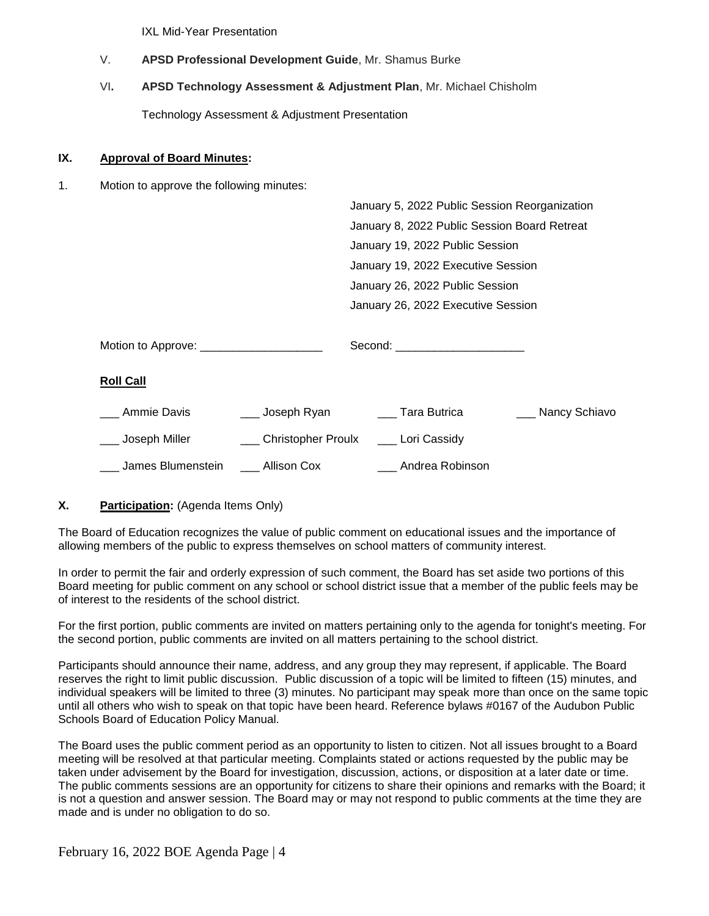IXL Mid-Year Presentation

V. **APSD Professional Development Guide**, Mr. Shamus Burke

VI**.** **APSD Technology Assessment & Adjustment Plan**, Mr. Michael Chisholm

Technology Assessment & Adjustment Presentation

## IX. Approval of Board Minutes:

1. Motion to approve the following minutes:

January 5, 2022 Public Session Reorganization
January 8, 2022 Public Session Board Retreat
January 19, 2022 Public Session
January 19, 2022 Executive Session
January 26, 2022 Public Session
January 26, 2022 Executive Session

Motion to Approve: ___________________ Second: ____________________

**Roll Call**

| | | | |
|---|---|---|---|
| ___ Ammie Davis | ___ Joseph Ryan | ___ Tara Butrica | ___ Nancy Schiavo |
| ___ Joseph Miller | ___ Christopher Proulx | ___ Lori Cassidy | |
| ___ James Blumenstein | ___ Allison Cox | ___ Andrea Robinson | |

## X. Participation: (Agenda Items Only)

The Board of Education recognizes the value of public comment on educational issues and the importance of allowing members of the public to express themselves on school matters of community interest.

In order to permit the fair and orderly expression of such comment, the Board has set aside two portions of this Board meeting for public comment on any school or school district issue that a member of the public feels may be of interest to the residents of the school district.

For the first portion, public comments are invited on matters pertaining only to the agenda for tonight's meeting. For the second portion, public comments are invited on all matters pertaining to the school district.

Participants should announce their name, address, and any group they may represent, if applicable. The Board reserves the right to limit public discussion. Public discussion of a topic will be limited to fifteen (15) minutes, and individual speakers will be limited to three (3) minutes. No participant may speak more than once on the same topic until all others who wish to speak on that topic have been heard. Reference bylaws #0167 of the Audubon Public Schools Board of Education Policy Manual.

The Board uses the public comment period as an opportunity to listen to citizen. Not all issues brought to a Board meeting will be resolved at that particular meeting. Complaints stated or actions requested by the public may be taken under advisement by the Board for investigation, discussion, actions, or disposition at a later date or time. The public comments sessions are an opportunity for citizens to share their opinions and remarks with the Board; it is not a question and answer session. The Board may or may not respond to public comments at the time they are made and is under no obligation to do so.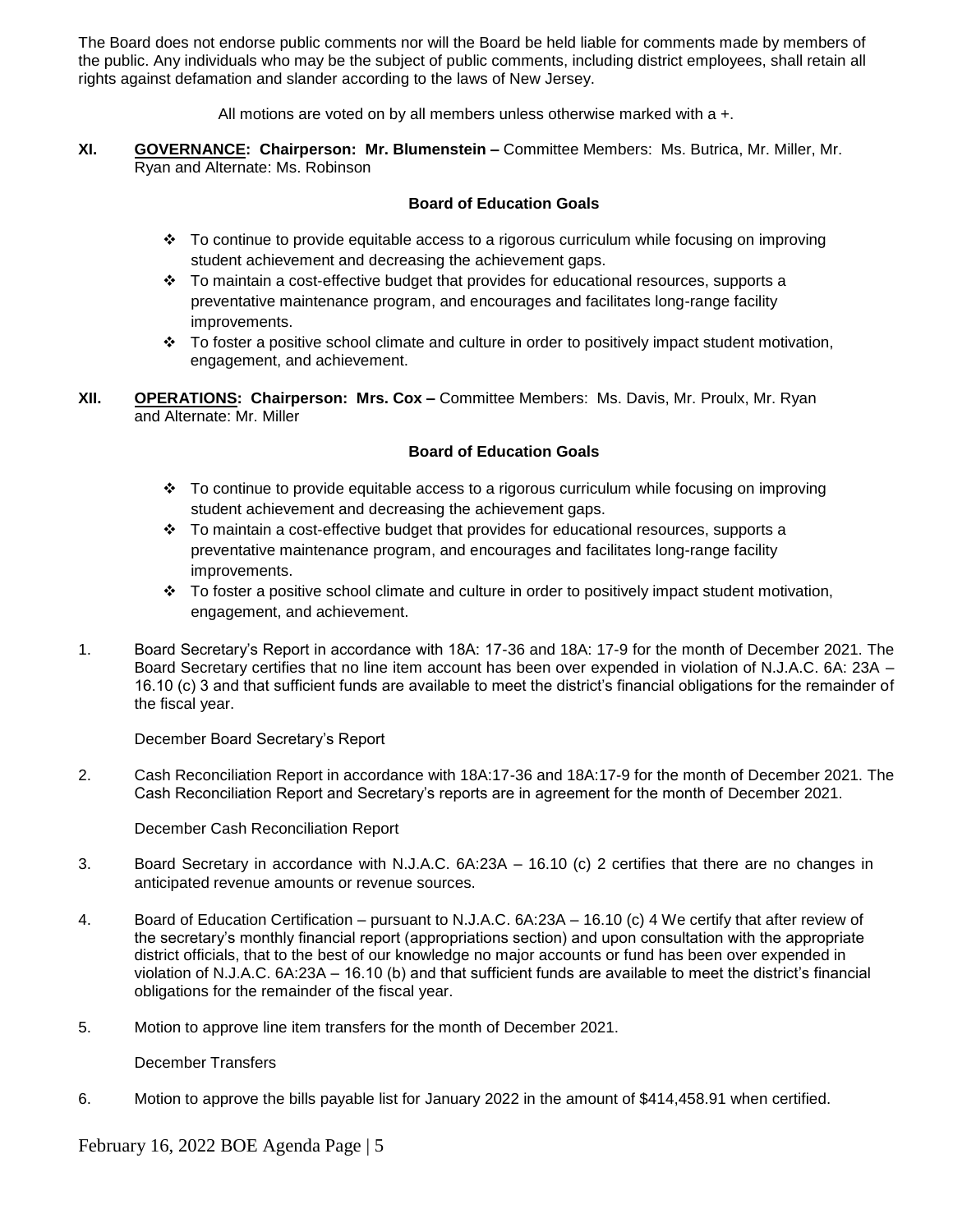The Board does not endorse public comments nor will the Board be held liable for comments made by members of the public. Any individuals who may be the subject of public comments, including district employees, shall retain all rights against defamation and slander according to the laws of New Jersey.

All motions are voted on by all members unless otherwise marked with a +.

**XI. GOVERNANCE: Chairperson: Mr. Blumenstein –** Committee Members: Ms. Butrica, Mr. Miller, Mr. Ryan and Alternate: Ms. Robinson

**Board of Education Goals**

- To continue to provide equitable access to a rigorous curriculum while focusing on improving student achievement and decreasing the achievement gaps.
- To maintain a cost-effective budget that provides for educational resources, supports a preventative maintenance program, and encourages and facilitates long-range facility improvements.
- To foster a positive school climate and culture in order to positively impact student motivation, engagement, and achievement.

**XII. OPERATIONS: Chairperson: Mrs. Cox –** Committee Members: Ms. Davis, Mr. Proulx, Mr. Ryan and Alternate: Mr. Miller

**Board of Education Goals**

- To continue to provide equitable access to a rigorous curriculum while focusing on improving student achievement and decreasing the achievement gaps.
- To maintain a cost-effective budget that provides for educational resources, supports a preventative maintenance program, and encourages and facilitates long-range facility improvements.
- To foster a positive school climate and culture in order to positively impact student motivation, engagement, and achievement.

1. Board Secretary's Report in accordance with 18A: 17-36 and 18A: 17-9 for the month of December 2021. The Board Secretary certifies that no line item account has been over expended in violation of N.J.A.C. 6A: 23A – 16.10 (c) 3 and that sufficient funds are available to meet the district's financial obligations for the remainder of the fiscal year.

   December Board Secretary's Report

2. Cash Reconciliation Report in accordance with 18A:17-36 and 18A:17-9 for the month of December 2021. The Cash Reconciliation Report and Secretary's reports are in agreement for the month of December 2021.

   December Cash Reconciliation Report

3. Board Secretary in accordance with N.J.A.C. 6A:23A – 16.10 (c) 2 certifies that there are no changes in anticipated revenue amounts or revenue sources.

4. Board of Education Certification – pursuant to N.J.A.C. 6A:23A – 16.10 (c) 4 We certify that after review of the secretary's monthly financial report (appropriations section) and upon consultation with the appropriate district officials, that to the best of our knowledge no major accounts or fund has been over expended in violation of N.J.A.C. 6A:23A – 16.10 (b) and that sufficient funds are available to meet the district's financial obligations for the remainder of the fiscal year.

5. Motion to approve line item transfers for the month of December 2021.

   December Transfers

6. Motion to approve the bills payable list for January 2022 in the amount of $414,458.91 when certified.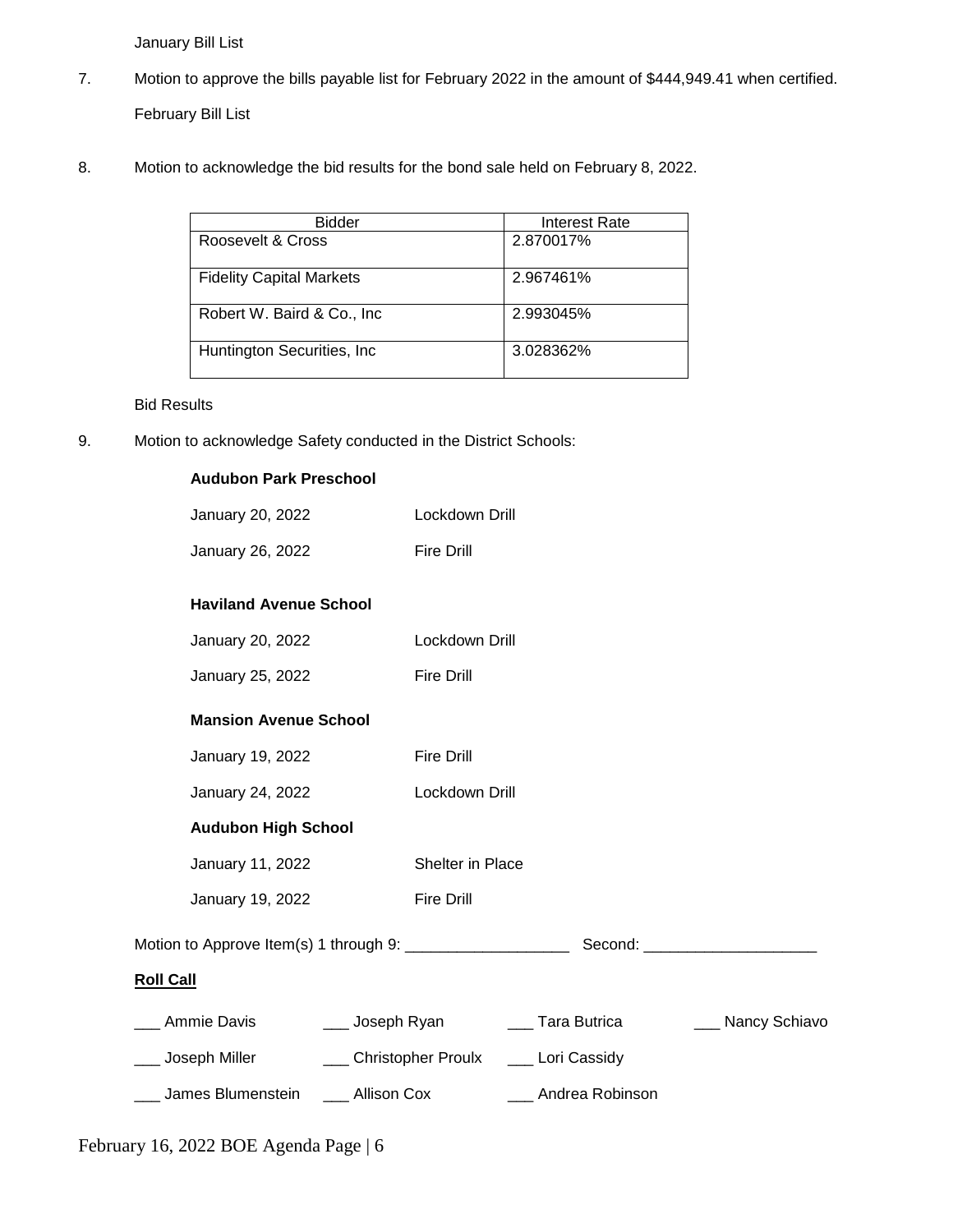January Bill List

7. Motion to approve the bills payable list for February 2022 in the amount of $444,949.41 when certified.

   February Bill List

8. Motion to acknowledge the bid results for the bond sale held on February 8, 2022.

| Bidder | Interest Rate |
|---|---|
| Roosevelt & Cross | 2.870017% |
| Fidelity Capital Markets | 2.967461% |
| Robert W. Baird & Co., Inc | 2.993045% |
| Huntington Securities, Inc | 3.028362% |

   Bid Results

9. Motion to acknowledge Safety conducted in the District Schools:

**Audubon Park Preschool**

January 20, 2022 — Lockdown Drill

January 26, 2022 — Fire Drill

**Haviland Avenue School**

January 20, 2022 — Lockdown Drill

January 25, 2022 — Fire Drill

**Mansion Avenue School**

January 19, 2022 — Fire Drill

January 24, 2022 — Lockdown Drill

**Audubon High School**

January 11, 2022 — Shelter in Place

January 19, 2022 — Fire Drill

Motion to Approve Item(s) 1 through 9: ___________________ Second: ____________________

**Roll Call**

___ Ammie Davis ___ Joseph Ryan ___ Tara Butrica ___ Nancy Schiavo

___ Joseph Miller ___ Christopher Proulx ___ Lori Cassidy

___ James Blumenstein ___ Allison Cox ___ Andrea Robinson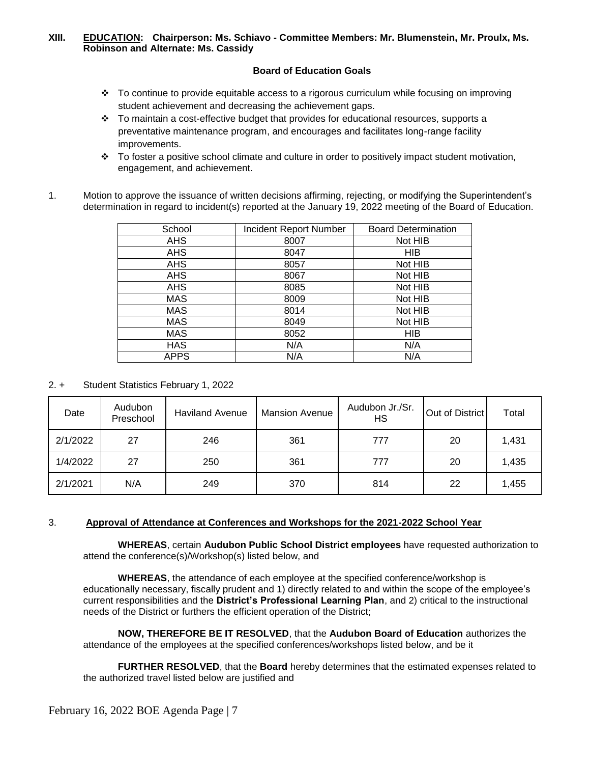### XIII. EDUCATION: Chairperson: Ms. Schiavo - Committee Members: Mr. Blumenstein, Mr. Proulx, Ms. Robinson and Alternate: Ms. Cassidy

**Board of Education Goals**

- ❖ To continue to provide equitable access to a rigorous curriculum while focusing on improving student achievement and decreasing the achievement gaps.
- ❖ To maintain a cost-effective budget that provides for educational resources, supports a preventative maintenance program, and encourages and facilitates long-range facility improvements.
- ❖ To foster a positive school climate and culture in order to positively impact student motivation, engagement, and achievement.

1. Motion to approve the issuance of written decisions affirming, rejecting, or modifying the Superintendent's determination in regard to incident(s) reported at the January 19, 2022 meeting of the Board of Education.

| School | Incident Report Number | Board Determination |
|---|---|---|
| AHS | 8007 | Not HIB |
| AHS | 8047 | HIB |
| AHS | 8057 | Not HIB |
| AHS | 8067 | Not HIB |
| AHS | 8085 | Not HIB |
| MAS | 8009 | Not HIB |
| MAS | 8014 | Not HIB |
| MAS | 8049 | Not HIB |
| MAS | 8052 | HIB |
| HAS | N/A | N/A |
| APPS | N/A | N/A |

2. + Student Statistics February 1, 2022

| Date | Audubon Preschool | Haviland Avenue | Mansion Avenue | Audubon Jr./Sr. HS | Out of District | Total |
|---|---|---|---|---|---|---|
| 2/1/2022 | 27 | 246 | 361 | 777 | 20 | 1,431 |
| 1/4/2022 | 27 | 250 | 361 | 777 | 20 | 1,435 |
| 2/1/2021 | N/A | 249 | 370 | 814 | 22 | 1,455 |

3. **Approval of Attendance at Conferences and Workshops for the 2021-2022 School Year**

**WHEREAS**, certain **Audubon Public School District employees** have requested authorization to attend the conference(s)/Workshop(s) listed below, and

**WHEREAS**, the attendance of each employee at the specified conference/workshop is educationally necessary, fiscally prudent and 1) directly related to and within the scope of the employee's current responsibilities and the **District's Professional Learning Plan**, and 2) critical to the instructional needs of the District or furthers the efficient operation of the District;

**NOW, THEREFORE BE IT RESOLVED**, that the **Audubon Board of Education** authorizes the attendance of the employees at the specified conferences/workshops listed below, and be it

**FURTHER RESOLVED**, that the **Board** hereby determines that the estimated expenses related to the authorized travel listed below are justified and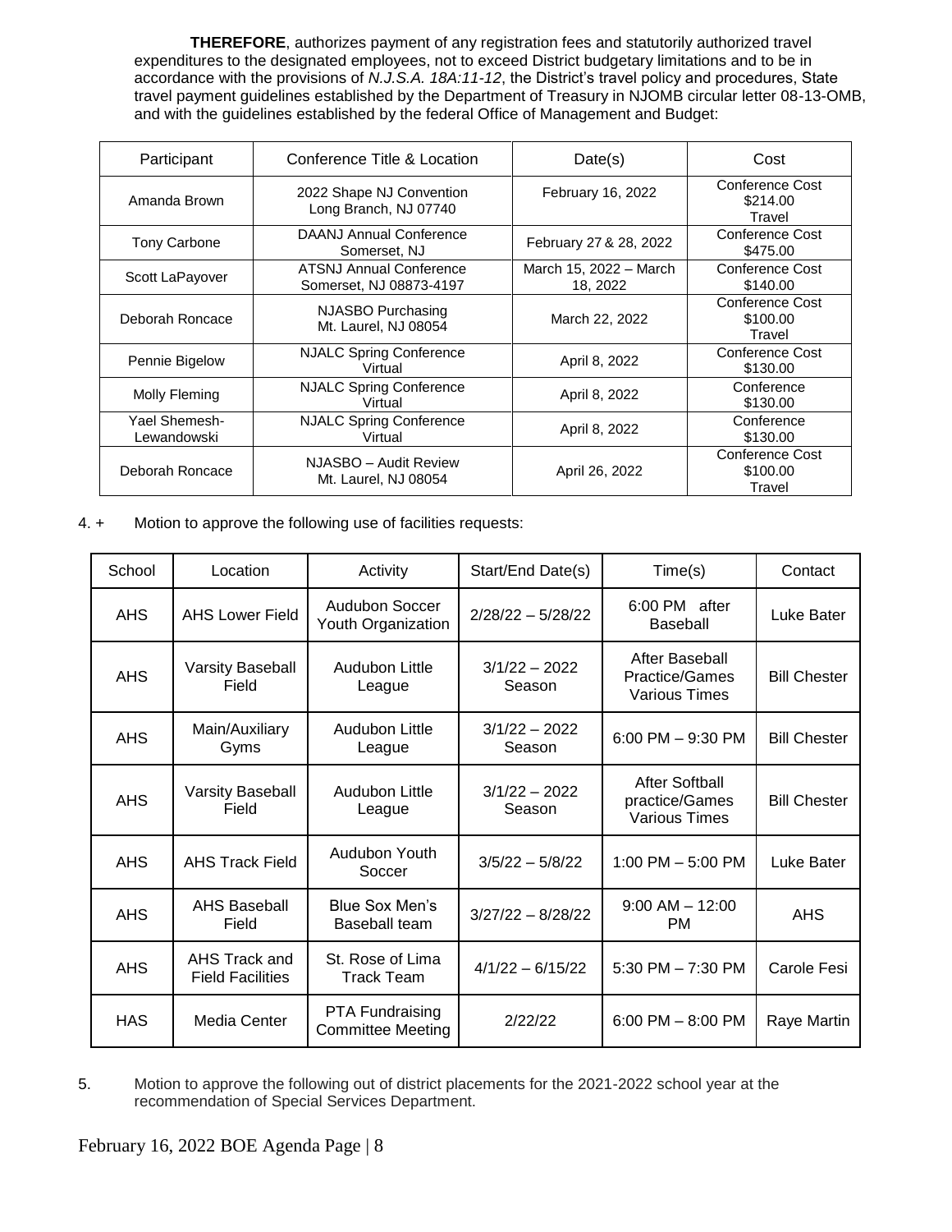**THEREFORE**, authorizes payment of any registration fees and statutorily authorized travel expenditures to the designated employees, not to exceed District budgetary limitations and to be in accordance with the provisions of *N.J.S.A. 18A:11-12*, the District's travel policy and procedures, State travel payment guidelines established by the Department of Treasury in NJOMB circular letter 08-13-OMB, and with the guidelines established by the federal Office of Management and Budget:

| Participant | Conference Title & Location | Date(s) | Cost |
|---|---|---|---|
| Amanda Brown | 2022 Shape NJ Convention Long Branch, NJ 07740 | February 16, 2022 | Conference Cost $214.00 Travel |
| Tony Carbone | DAANJ Annual Conference Somerset, NJ | February 27 & 28, 2022 | Conference Cost $475.00 |
| Scott LaPayover | ATSNJ Annual Conference Somerset, NJ 08873-4197 | March 15, 2022 – March 18, 2022 | Conference Cost $140.00 |
| Deborah Roncace | NJASBO Purchasing Mt. Laurel, NJ 08054 | March 22, 2022 | Conference Cost $100.00 Travel |
| Pennie Bigelow | NJALC Spring Conference Virtual | April 8, 2022 | Conference Cost $130.00 |
| Molly Fleming | NJALC Spring Conference Virtual | April 8, 2022 | Conference $130.00 |
| Yael Shemesh-Lewandowski | NJALC Spring Conference Virtual | April 8, 2022 | Conference $130.00 |
| Deborah Roncace | NJASBO – Audit Review Mt. Laurel, NJ 08054 | April 26, 2022 | Conference Cost $100.00 Travel |

4. + Motion to approve the following use of facilities requests:

| School | Location | Activity | Start/End Date(s) | Time(s) | Contact |
|---|---|---|---|---|---|
| AHS | AHS Lower Field | Audubon Soccer Youth Organization | 2/28/22 – 5/28/22 | 6:00 PM after Baseball | Luke Bater |
| AHS | Varsity Baseball Field | Audubon Little League | 3/1/22 – 2022 Season | After Baseball Practice/Games Various Times | Bill Chester |
| AHS | Main/Auxiliary Gyms | Audubon Little League | 3/1/22 – 2022 Season | 6:00 PM – 9:30 PM | Bill Chester |
| AHS | Varsity Baseball Field | Audubon Little League | 3/1/22 – 2022 Season | After Softball practice/Games Various Times | Bill Chester |
| AHS | AHS Track Field | Audubon Youth Soccer | 3/5/22 – 5/8/22 | 1:00 PM – 5:00 PM | Luke Bater |
| AHS | AHS Baseball Field | Blue Sox Men's Baseball team | 3/27/22 – 8/28/22 | 9:00 AM – 12:00 PM | AHS |
| AHS | AHS Track and Field Facilities | St. Rose of Lima Track Team | 4/1/22 – 6/15/22 | 5:30 PM – 7:30 PM | Carole Fesi |
| HAS | Media Center | PTA Fundraising Committee Meeting | 2/22/22 | 6:00 PM – 8:00 PM | Raye Martin |

5. Motion to approve the following out of district placements for the 2021-2022 school year at the recommendation of Special Services Department.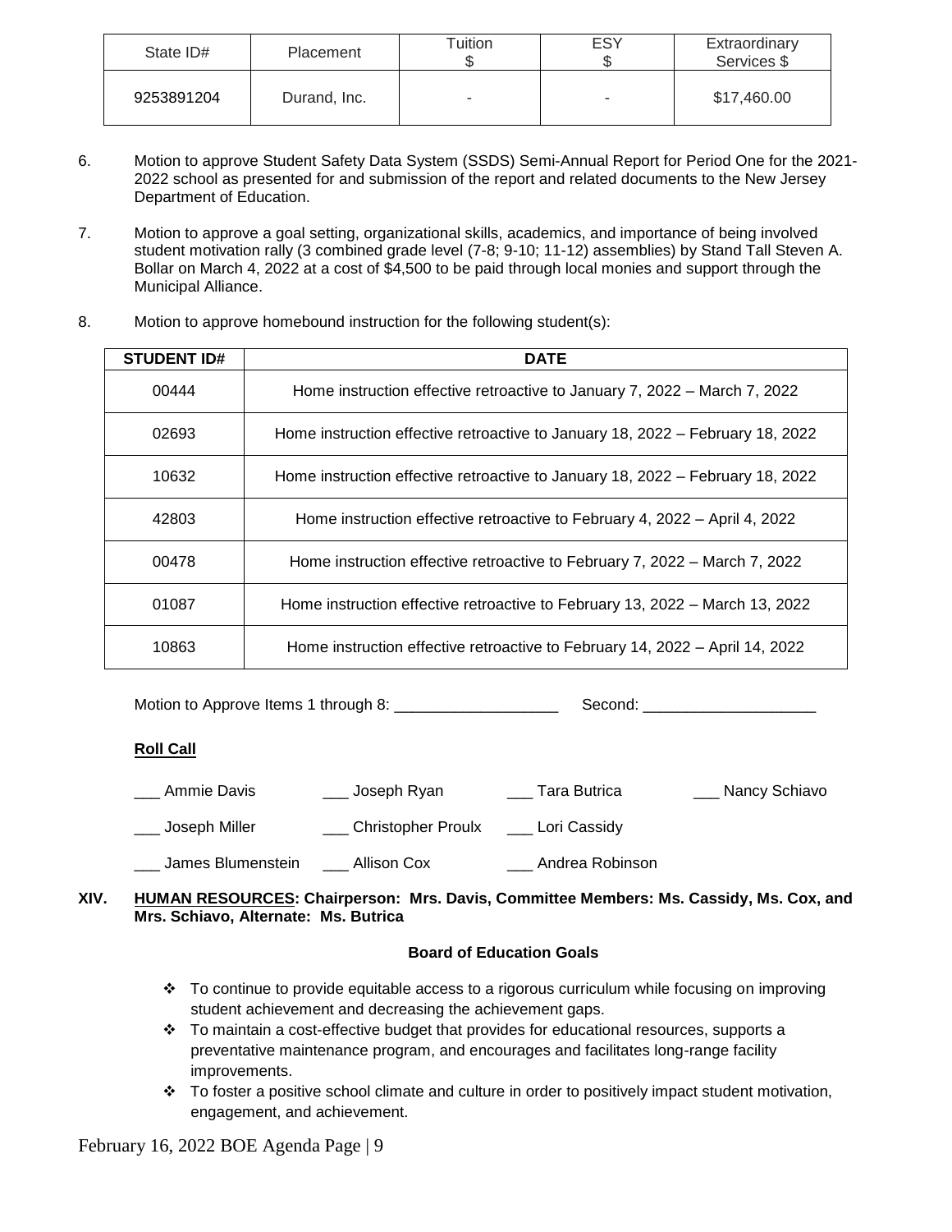| State ID# | Placement | Tuition $ | ESY $ | Extraordinary Services $ |
|---|---|---|---|---|
| 9253891204 | Durand, Inc. | - | - | $17,460.00 |

6. Motion to approve Student Safety Data System (SSDS) Semi-Annual Report for Period One for the 2021-2022 school as presented for and submission of the report and related documents to the New Jersey Department of Education.

7. Motion to approve a goal setting, organizational skills, academics, and importance of being involved student motivation rally (3 combined grade level (7-8; 9-10; 11-12) assemblies) by Stand Tall Steven A. Bollar on March 4, 2022 at a cost of $4,500 to be paid through local monies and support through the Municipal Alliance.

8. Motion to approve homebound instruction for the following student(s):

| STUDENT ID# | DATE |
|---|---|
| 00444 | Home instruction effective retroactive to January 7, 2022 – March 7, 2022 |
| 02693 | Home instruction effective retroactive to January 18, 2022 – February 18, 2022 |
| 10632 | Home instruction effective retroactive to January 18, 2022 – February 18, 2022 |
| 42803 | Home instruction effective retroactive to February 4, 2022 – April 4, 2022 |
| 00478 | Home instruction effective retroactive to February 7, 2022 – March 7, 2022 |
| 01087 | Home instruction effective retroactive to February 13, 2022 – March 13, 2022 |
| 10863 | Home instruction effective retroactive to February 14, 2022 – April 14, 2022 |

Motion to Approve Items 1 through 8: ___________________ Second: ____________________

**Roll Call**

___ Ammie Davis ___ Joseph Ryan ___ Tara Butrica ___ Nancy Schiavo

___ Joseph Miller ___ Christopher Proulx ___ Lori Cassidy

___ James Blumenstein ___ Allison Cox ___ Andrea Robinson

## XIV. HUMAN RESOURCES: Chairperson: Mrs. Davis, Committee Members: Ms. Cassidy, Ms. Cox, and Mrs. Schiavo, Alternate: Ms. Butrica

**Board of Education Goals**

- To continue to provide equitable access to a rigorous curriculum while focusing on improving student achievement and decreasing the achievement gaps.
- To maintain a cost-effective budget that provides for educational resources, supports a preventative maintenance program, and encourages and facilitates long-range facility improvements.
- To foster a positive school climate and culture in order to positively impact student motivation, engagement, and achievement.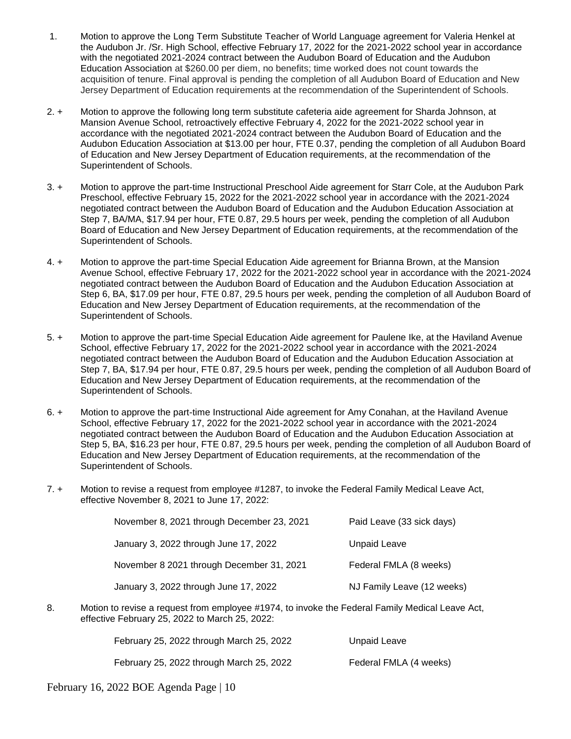1. Motion to approve the Long Term Substitute Teacher of World Language agreement for Valeria Henkel at the Audubon Jr. /Sr. High School, effective February 17, 2022 for the 2021-2022 school year in accordance with the negotiated 2021-2024 contract between the Audubon Board of Education and the Audubon Education Association at $260.00 per diem, no benefits; time worked does not count towards the acquisition of tenure. Final approval is pending the completion of all Audubon Board of Education and New Jersey Department of Education requirements at the recommendation of the Superintendent of Schools.

2. + Motion to approve the following long term substitute cafeteria aide agreement for Sharda Johnson, at Mansion Avenue School, retroactively effective February 4, 2022 for the 2021-2022 school year in accordance with the negotiated 2021-2024 contract between the Audubon Board of Education and the Audubon Education Association at $13.00 per hour, FTE 0.37, pending the completion of all Audubon Board of Education and New Jersey Department of Education requirements, at the recommendation of the Superintendent of Schools.

3. + Motion to approve the part-time Instructional Preschool Aide agreement for Starr Cole, at the Audubon Park Preschool, effective February 15, 2022 for the 2021-2022 school year in accordance with the 2021-2024 negotiated contract between the Audubon Board of Education and the Audubon Education Association at Step 7, BA/MA, $17.94 per hour, FTE 0.87, 29.5 hours per week, pending the completion of all Audubon Board of Education and New Jersey Department of Education requirements, at the recommendation of the Superintendent of Schools.

4. + Motion to approve the part-time Special Education Aide agreement for Brianna Brown, at the Mansion Avenue School, effective February 17, 2022 for the 2021-2022 school year in accordance with the 2021-2024 negotiated contract between the Audubon Board of Education and the Audubon Education Association at Step 6, BA, $17.09 per hour, FTE 0.87, 29.5 hours per week, pending the completion of all Audubon Board of Education and New Jersey Department of Education requirements, at the recommendation of the Superintendent of Schools.

5. + Motion to approve the part-time Special Education Aide agreement for Paulene Ike, at the Haviland Avenue School, effective February 17, 2022 for the 2021-2022 school year in accordance with the 2021-2024 negotiated contract between the Audubon Board of Education and the Audubon Education Association at Step 7, BA, $17.94 per hour, FTE 0.87, 29.5 hours per week, pending the completion of all Audubon Board of Education and New Jersey Department of Education requirements, at the recommendation of the Superintendent of Schools.

6. + Motion to approve the part-time Instructional Aide agreement for Amy Conahan, at the Haviland Avenue School, effective February 17, 2022 for the 2021-2022 school year in accordance with the 2021-2024 negotiated contract between the Audubon Board of Education and the Audubon Education Association at Step 5, BA, $16.23 per hour, FTE 0.87, 29.5 hours per week, pending the completion of all Audubon Board of Education and New Jersey Department of Education requirements, at the recommendation of the Superintendent of Schools.

7. + Motion to revise a request from employee #1287, to invoke the Federal Family Medical Leave Act, effective November 8, 2021 to June 17, 2022:

| | |
|---|---|
| November 8, 2021 through December 23, 2021 | Paid Leave (33 sick days) |
| January 3, 2022 through June 17, 2022 | Unpaid Leave |
| November 8 2021 through December 31, 2021 | Federal FMLA (8 weeks) |
| January 3, 2022 through June 17, 2022 | NJ Family Leave (12 weeks) |

8. Motion to revise a request from employee #1974, to invoke the Federal Family Medical Leave Act, effective February 25, 2022 to March 25, 2022:

| | |
|---|---|
| February 25, 2022 through March 25, 2022 | Unpaid Leave |
| February 25, 2022 through March 25, 2022 | Federal FMLA (4 weeks) |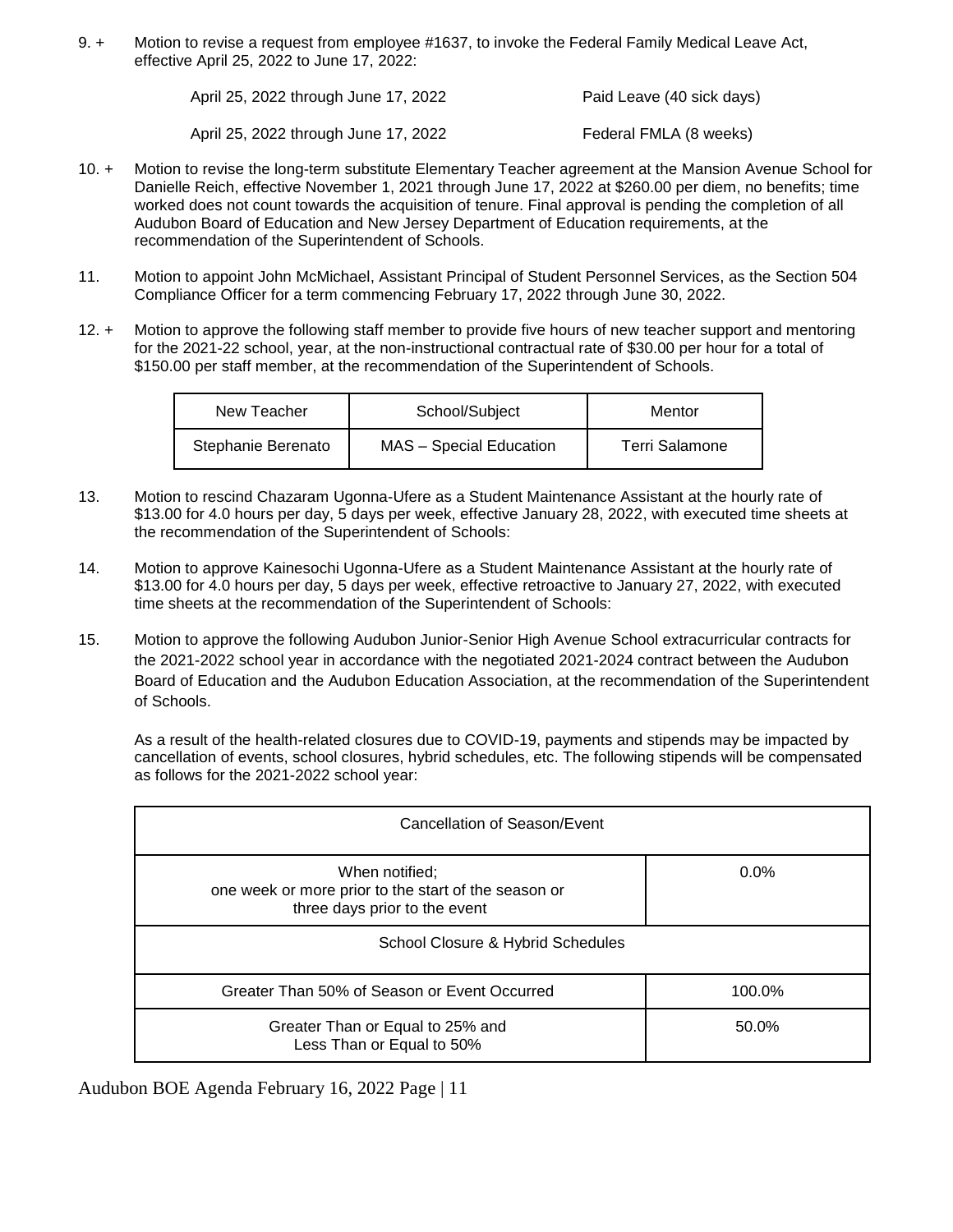9. + Motion to revise a request from employee #1637, to invoke the Federal Family Medical Leave Act, effective April 25, 2022 to June 17, 2022:

| | |
|---|---|
| April 25, 2022 through June 17, 2022 | Paid Leave (40 sick days) |
| April 25, 2022 through June 17, 2022 | Federal FMLA (8 weeks) |

10. + Motion to revise the long-term substitute Elementary Teacher agreement at the Mansion Avenue School for Danielle Reich, effective November 1, 2021 through June 17, 2022 at $260.00 per diem, no benefits; time worked does not count towards the acquisition of tenure. Final approval is pending the completion of all Audubon Board of Education and New Jersey Department of Education requirements, at the recommendation of the Superintendent of Schools.

11. Motion to appoint John McMichael, Assistant Principal of Student Personnel Services, as the Section 504 Compliance Officer for a term commencing February 17, 2022 through June 30, 2022.

12. + Motion to approve the following staff member to provide five hours of new teacher support and mentoring for the 2021-22 school, year, at the non-instructional contractual rate of $30.00 per hour for a total of $150.00 per staff member, at the recommendation of the Superintendent of Schools.

| New Teacher | School/Subject | Mentor |
|---|---|---|
| Stephanie Berenato | MAS – Special Education | Terri Salamone |

13. Motion to rescind Chazaram Ugonna-Ufere as a Student Maintenance Assistant at the hourly rate of $13.00 for 4.0 hours per day, 5 days per week, effective January 28, 2022, with executed time sheets at the recommendation of the Superintendent of Schools:

14. Motion to approve Kainesochi Ugonna-Ufere as a Student Maintenance Assistant at the hourly rate of $13.00 for 4.0 hours per day, 5 days per week, effective retroactive to January 27, 2022, with executed time sheets at the recommendation of the Superintendent of Schools:

15. Motion to approve the following Audubon Junior-Senior High Avenue School extracurricular contracts for the 2021-2022 school year in accordance with the negotiated 2021-2024 contract between the Audubon Board of Education and the Audubon Education Association, at the recommendation of the Superintendent of Schools.

    As a result of the health-related closures due to COVID-19, payments and stipends may be impacted by cancellation of events, school closures, hybrid schedules, etc. The following stipends will be compensated as follows for the 2021-2022 school year:

| Cancellation of Season/Event | |
|---|---|
| When notified; one week or more prior to the start of the season or three days prior to the event | 0.0% |
| School Closure & Hybrid Schedules | |
| Greater Than 50% of Season or Event Occurred | 100.0% |
| Greater Than or Equal to 25% and Less Than or Equal to 50% | 50.0% |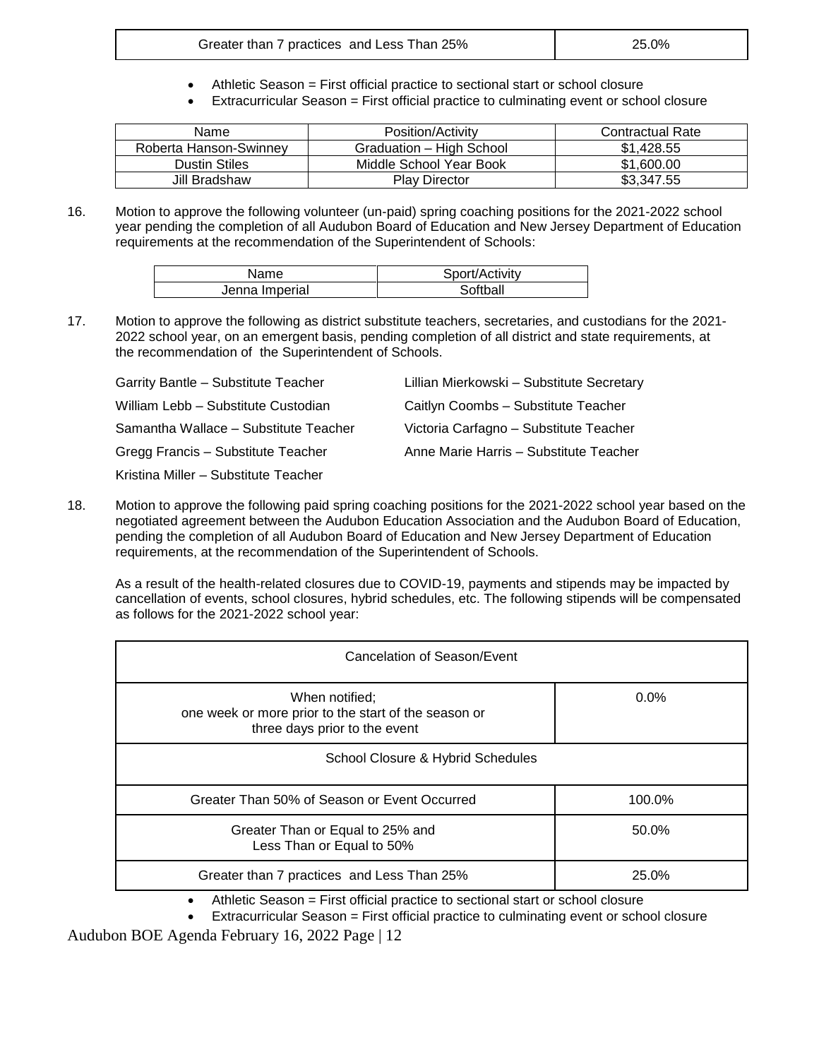| Greater than 7 practices and Less Than 25% | 25.0% |
|---|---|

- Athletic Season = First official practice to sectional start or school closure
- Extracurricular Season = First official practice to culminating event or school closure

| Name | Position/Activity | Contractual Rate |
|---|---|---|
| Roberta Hanson-Swinney | Graduation – High School | $1,428.55 |
| Dustin Stiles | Middle School Year Book | $1,600.00 |
| Jill Bradshaw | Play Director | $3,347.55 |

16. Motion to approve the following volunteer (un-paid) spring coaching positions for the 2021-2022 school year pending the completion of all Audubon Board of Education and New Jersey Department of Education requirements at the recommendation of the Superintendent of Schools:

| Name | Sport/Activity |
|---|---|
| Jenna Imperial | Softball |

17. Motion to approve the following as district substitute teachers, secretaries, and custodians for the 2021-2022 school year, on an emergent basis, pending completion of all district and state requirements, at the recommendation of the Superintendent of Schools.

Garrity Bantle – Substitute Teacher
William Lebb – Substitute Custodian
Samantha Wallace – Substitute Teacher
Gregg Francis – Substitute Teacher
Kristina Miller – Substitute Teacher
Lillian Mierkowski – Substitute Secretary
Caitlyn Coombs – Substitute Teacher
Victoria Carfagno – Substitute Teacher
Anne Marie Harris – Substitute Teacher

18. Motion to approve the following paid spring coaching positions for the 2021-2022 school year based on the negotiated agreement between the Audubon Education Association and the Audubon Board of Education, pending the completion of all Audubon Board of Education and New Jersey Department of Education requirements, at the recommendation of the Superintendent of Schools.

As a result of the health-related closures due to COVID-19, payments and stipends may be impacted by cancellation of events, school closures, hybrid schedules, etc. The following stipends will be compensated as follows for the 2021-2022 school year:

| Cancelation of Season/Event | |
|---|---|
| When notified; one week or more prior to the start of the season or three days prior to the event | 0.0% |
| School Closure & Hybrid Schedules | |
| Greater Than 50% of Season or Event Occurred | 100.0% |
| Greater Than or Equal to 25% and Less Than or Equal to 50% | 50.0% |
| Greater than 7 practices and Less Than 25% | 25.0% |

- Athletic Season = First official practice to sectional start or school closure
- Extracurricular Season = First official practice to culminating event or school closure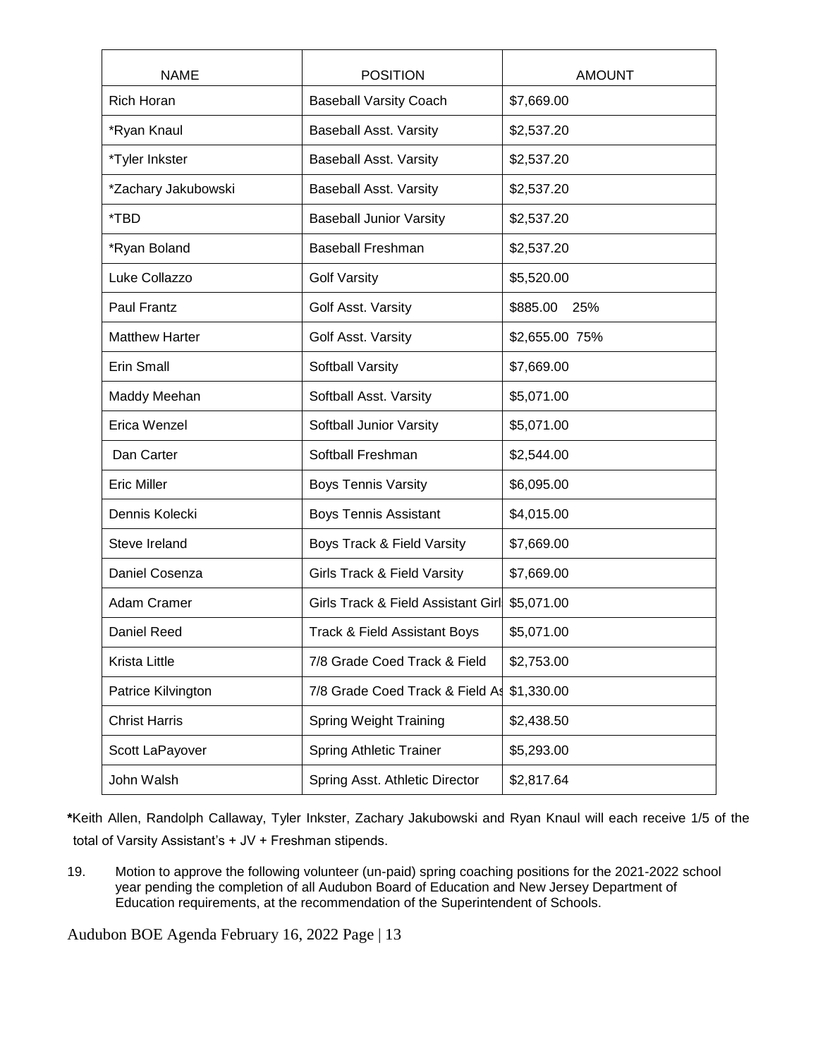| NAME | POSITION | AMOUNT |
|---|---|---|
| Rich Horan | Baseball Varsity Coach | $7,669.00 |
| *Ryan Knaul | Baseball Asst. Varsity | $2,537.20 |
| *Tyler Inkster | Baseball Asst. Varsity | $2,537.20 |
| *Zachary Jakubowski | Baseball Asst. Varsity | $2,537.20 |
| *TBD | Baseball Junior Varsity | $2,537.20 |
| *Ryan Boland | Baseball Freshman | $2,537.20 |
| Luke Collazzo | Golf Varsity | $5,520.00 |
| Paul Frantz | Golf Asst. Varsity | $885.00 25% |
| Matthew Harter | Golf Asst. Varsity | $2,655.00 75% |
| Erin Small | Softball Varsity | $7,669.00 |
| Maddy Meehan | Softball Asst. Varsity | $5,071.00 |
| Erica Wenzel | Softball Junior Varsity | $5,071.00 |
| Dan Carter | Softball Freshman | $2,544.00 |
| Eric Miller | Boys Tennis Varsity | $6,095.00 |
| Dennis Kolecki | Boys Tennis Assistant | $4,015.00 |
| Steve Ireland | Boys Track & Field Varsity | $7,669.00 |
| Daniel Cosenza | Girls Track & Field Varsity | $7,669.00 |
| Adam Cramer | Girls Track & Field Assistant Girl | $5,071.00 |
| Daniel Reed | Track & Field Assistant Boys | $5,071.00 |
| Krista Little | 7/8 Grade Coed Track & Field | $2,753.00 |
| Patrice Kilvington | 7/8 Grade Coed Track & Field As | $1,330.00 |
| Christ Harris | Spring Weight Training | $2,438.50 |
| Scott LaPayover | Spring Athletic Trainer | $5,293.00 |
| John Walsh | Spring Asst. Athletic Director | $2,817.64 |

***Keith Allen, Randolph Callaway, Tyler Inkster, Zachary Jakubowski and Ryan Knaul will each receive 1/5 of the total of Varsity Assistant's + JV + Freshman stipends.

19. Motion to approve the following volunteer (un-paid) spring coaching positions for the 2021-2022 school year pending the completion of all Audubon Board of Education and New Jersey Department of Education requirements, at the recommendation of the Superintendent of Schools.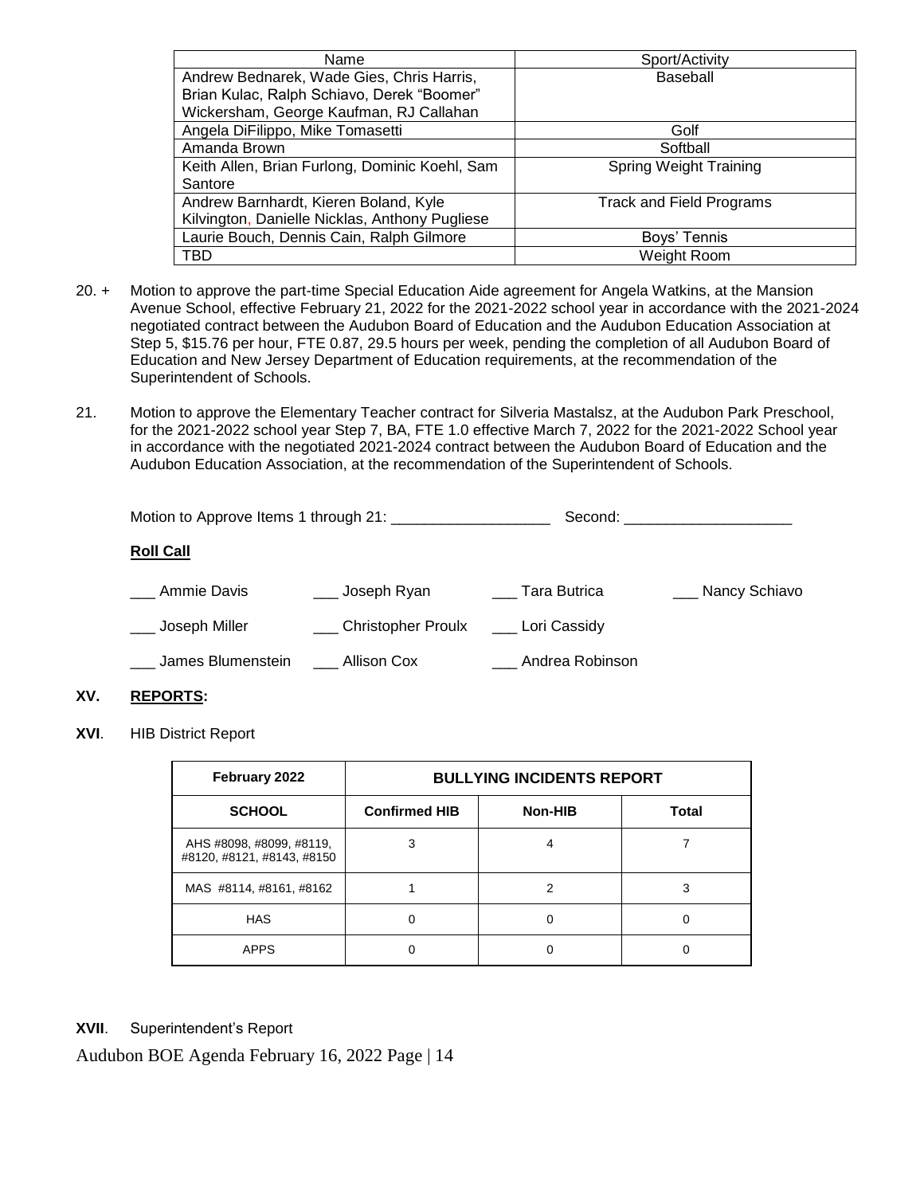| Name | Sport/Activity |
| --- | --- |
| Andrew Bednarek, Wade Gies, Chris Harris, Brian Kulac, Ralph Schiavo, Derek "Boomer" Wickersham, George Kaufman, RJ Callahan | Baseball |
| Angela DiFilippo, Mike Tomasetti | Golf |
| Amanda Brown | Softball |
| Keith Allen, Brian Furlong, Dominic Koehl, Sam Santore | Spring Weight Training |
| Andrew Barnhardt, Kieren Boland, Kyle Kilvington, Danielle Nicklas, Anthony Pugliese | Track and Field Programs |
| Laurie Bouch, Dennis Cain, Ralph Gilmore | Boys' Tennis |
| TBD | Weight Room |

20. + Motion to approve the part-time Special Education Aide agreement for Angela Watkins, at the Mansion Avenue School, effective February 21, 2022 for the 2021-2022 school year in accordance with the 2021-2024 negotiated contract between the Audubon Board of Education and the Audubon Education Association at Step 5, $15.76 per hour, FTE 0.87, 29.5 hours per week, pending the completion of all Audubon Board of Education and New Jersey Department of Education requirements, at the recommendation of the Superintendent of Schools.

21. Motion to approve the Elementary Teacher contract for Silveria Mastalsz, at the Audubon Park Preschool, for the 2021-2022 school year Step 7, BA, FTE 1.0 effective March 7, 2022 for the 2021-2022 School year in accordance with the negotiated 2021-2024 contract between the Audubon Board of Education and the Audubon Education Association, at the recommendation of the Superintendent of Schools.

Motion to Approve Items 1 through 21: ___________________ Second: ____________________

**Roll Call**

___ Ammie Davis ___ Joseph Ryan ___ Tara Butrica ___ Nancy Schiavo

___ Joseph Miller ___ Christopher Proulx ___ Lori Cassidy

___ James Blumenstein ___ Allison Cox ___ Andrea Robinson

## XV. REPORTS:

## XVI. HIB District Report

| February 2022 | BULLYING INCIDENTS REPORT | | |
| --- | --- | --- | --- |
| **SCHOOL** | **Confirmed HIB** | **Non-HIB** | **Total** |
| AHS #8098, #8099, #8119, #8120, #8121, #8143, #8150 | 3 | 4 | 7 |
| MAS #8114, #8161, #8162 | 1 | 2 | 3 |
| HAS | 0 | 0 | 0 |
| APPS | 0 | 0 | 0 |

## XVII. Superintendent's Report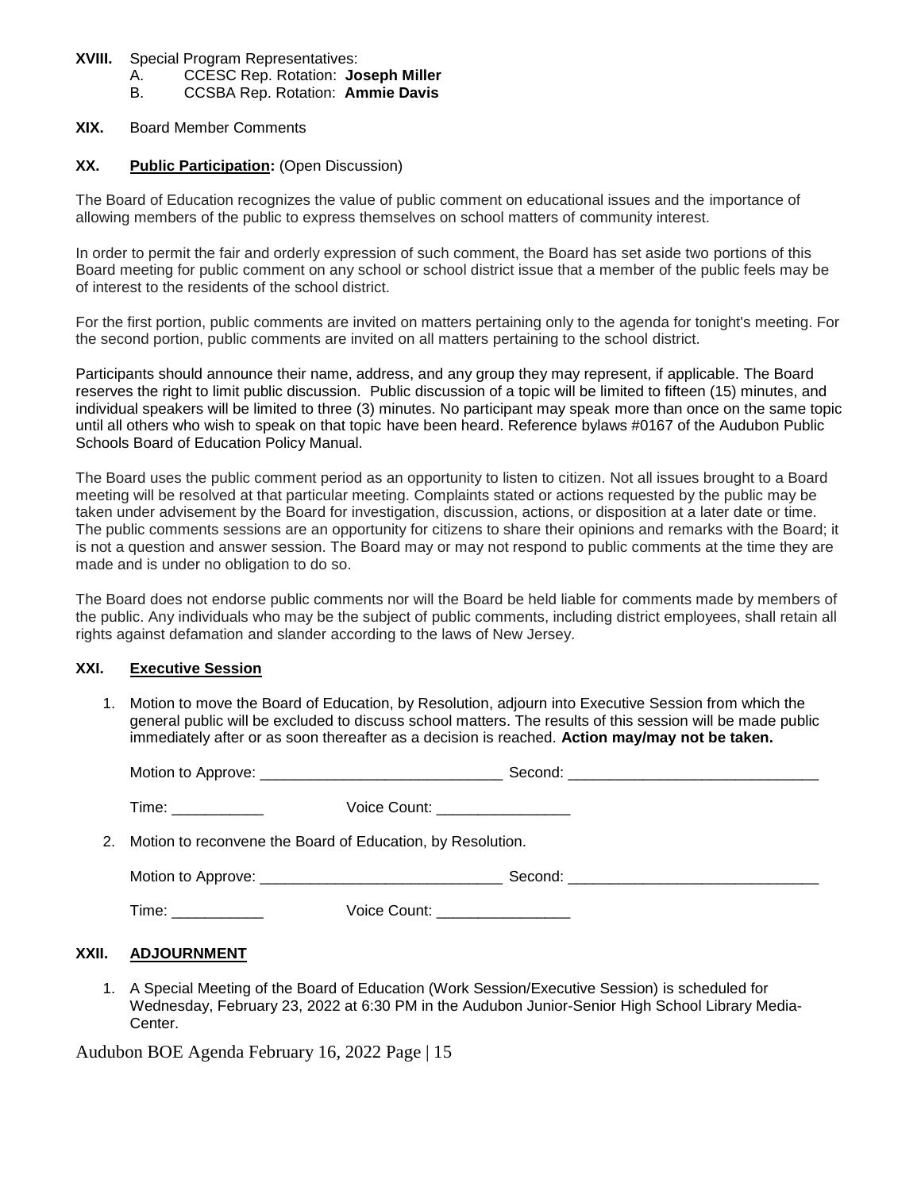**XVIII.** Special Program Representatives:

A. CCESC Rep. Rotation: **Joseph Miller**

B. CCSBA Rep. Rotation: **Ammie Davis**

**XIX.** Board Member Comments

**XX. <u>Public Participation</u>:** (Open Discussion)

The Board of Education recognizes the value of public comment on educational issues and the importance of allowing members of the public to express themselves on school matters of community interest.

In order to permit the fair and orderly expression of such comment, the Board has set aside two portions of this Board meeting for public comment on any school or school district issue that a member of the public feels may be of interest to the residents of the school district.

For the first portion, public comments are invited on matters pertaining only to the agenda for tonight's meeting. For the second portion, public comments are invited on all matters pertaining to the school district.

Participants should announce their name, address, and any group they may represent, if applicable. The Board reserves the right to limit public discussion. Public discussion of a topic will be limited to fifteen (15) minutes, and individual speakers will be limited to three (3) minutes. No participant may speak more than once on the same topic until all others who wish to speak on that topic have been heard. Reference bylaws #0167 of the Audubon Public Schools Board of Education Policy Manual.

The Board uses the public comment period as an opportunity to listen to citizen. Not all issues brought to a Board meeting will be resolved at that particular meeting. Complaints stated or actions requested by the public may be taken under advisement by the Board for investigation, discussion, actions, or disposition at a later date or time. The public comments sessions are an opportunity for citizens to share their opinions and remarks with the Board; it is not a question and answer session. The Board may or may not respond to public comments at the time they are made and is under no obligation to do so.

The Board does not endorse public comments nor will the Board be held liable for comments made by members of the public. Any individuals who may be the subject of public comments, including district employees, shall retain all rights against defamation and slander according to the laws of New Jersey.

**XXI. <u>Executive Session</u>**

1. Motion to move the Board of Education, by Resolution, adjourn into Executive Session from which the general public will be excluded to discuss school matters. The results of this session will be made public immediately after or as soon thereafter as a decision is reached. **Action may/may not be taken.**

   Motion to Approve: _____________________________ Second: ______________________________

   Time: ___________ Voice Count: ________________

2. Motion to reconvene the Board of Education, by Resolution.

   Motion to Approve: _____________________________ Second: ______________________________

   Time: ___________ Voice Count: ________________

**XXII. <u>ADJOURNMENT</u>**

1. A Special Meeting of the Board of Education (Work Session/Executive Session) is scheduled for Wednesday, February 23, 2022 at 6:30 PM in the Audubon Junior-Senior High School Library Media-Center.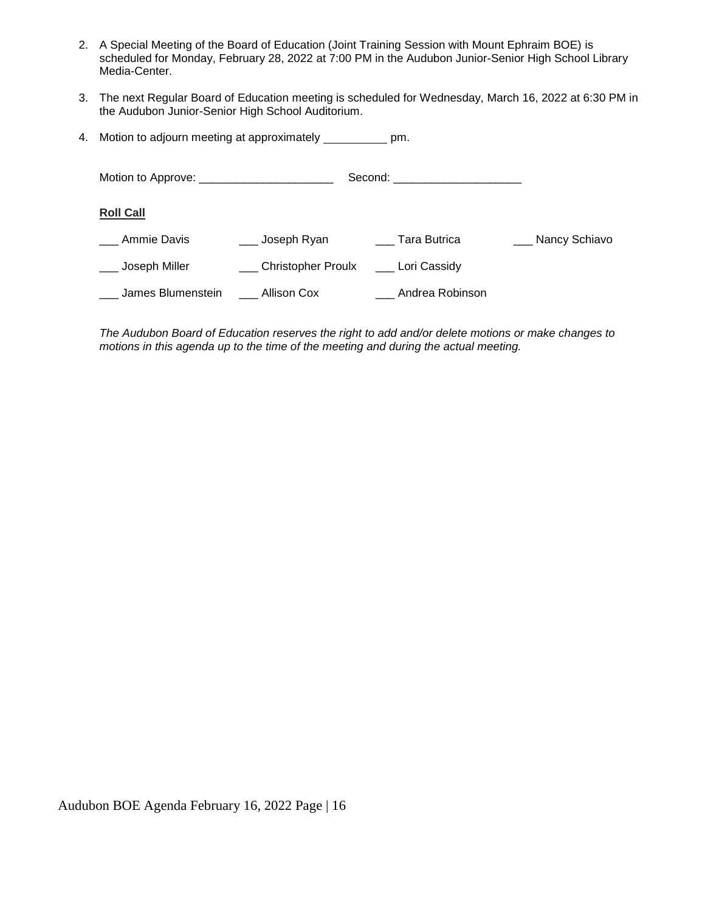2. A Special Meeting of the Board of Education (Joint Training Session with Mount Ephraim BOE) is scheduled for Monday, February 28, 2022 at 7:00 PM in the Audubon Junior-Senior High School Library Media-Center.

3. The next Regular Board of Education meeting is scheduled for Wednesday, March 16, 2022 at 6:30 PM in the Audubon Junior-Senior High School Auditorium.

4. Motion to adjourn meeting at approximately __________ pm.

   Motion to Approve: _____________________ Second: ____________________

   **Roll Call**

   | | | | |
   |---|---|---|---|
   | ___ Ammie Davis | ___ Joseph Ryan | ___ Tara Butrica | ___ Nancy Schiavo |
   | ___ Joseph Miller | ___ Christopher Proulx | ___ Lori Cassidy | |
   | ___ James Blumenstein | ___ Allison Cox | ___ Andrea Robinson | |

   *The Audubon Board of Education reserves the right to add and/or delete motions or make changes to motions in this agenda up to the time of the meeting and during the actual meeting.*